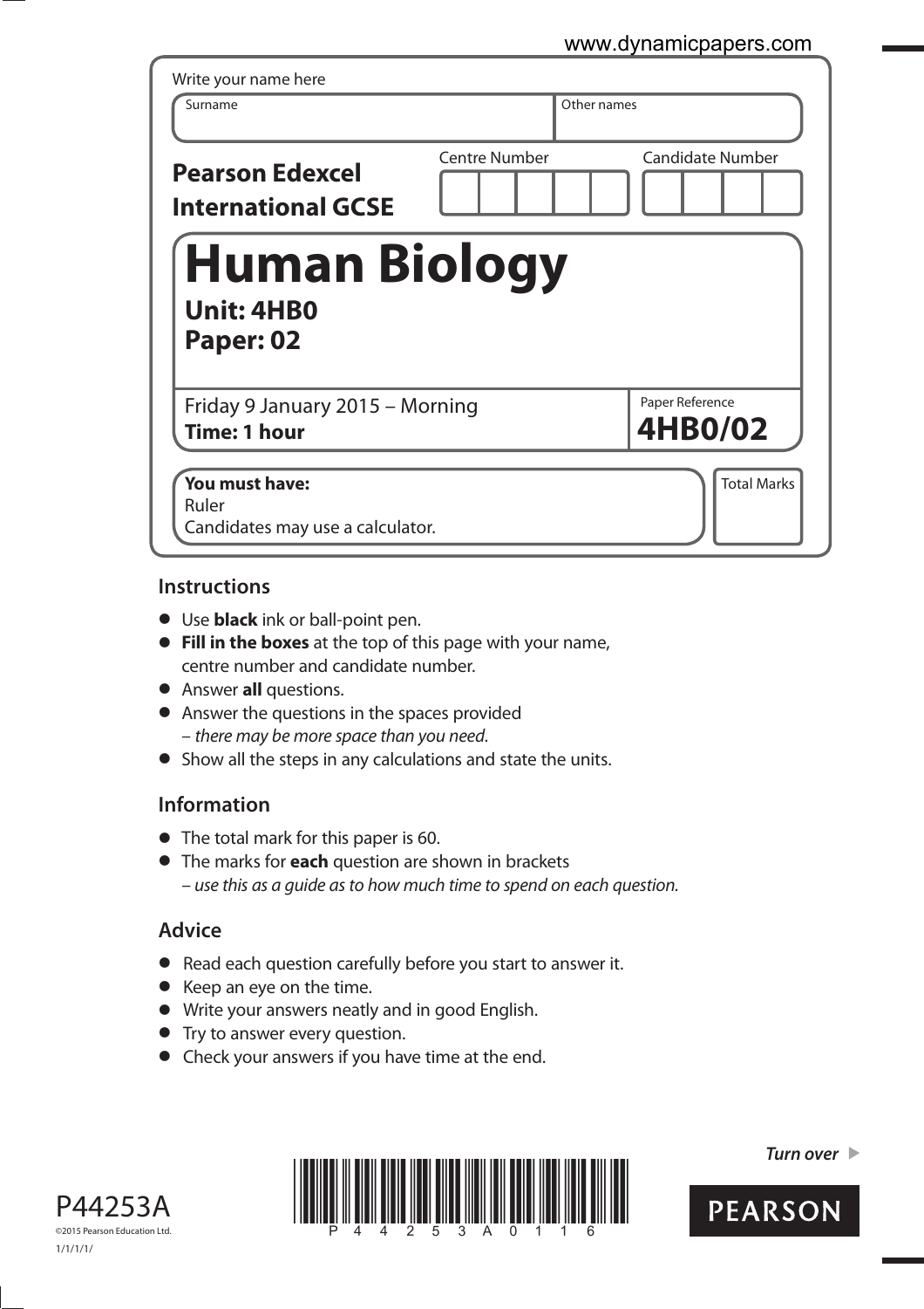Write your name here

| Surname | Other names |
|---|---|
| | |

**Pearson Edexcel International GCSE**

| Centre Number | Candidate Number |
|---|---|
| | |

# Human Biology

**Unit: 4HB0**
**Paper: 02**

Friday 9 January 2015 – Morning
**Time: 1 hour**

Paper Reference
**4HB0/02**

**You must have:**
Ruler
Candidates may use a calculator.

Total Marks

## Instructions

- Use **black** ink or ball-point pen.
- **Fill in the boxes** at the top of this page with your name, centre number and candidate number.
- Answer **all** questions.
- Answer the questions in the spaces provided – *there may be more space than you need.*
- Show all the steps in any calculations and state the units.

## Information

- The total mark for this paper is 60.
- The marks for **each** question are shown in brackets – *use this as a guide as to how much time to spend on each question.*

## Advice

- Read each question carefully before you start to answer it.
- Keep an eye on the time.
- Write your answers neatly and in good English.
- Try to answer every question.
- Check your answers if you have time at the end.

P44253A
©2015 Pearson Education Ltd.
1/1/1/1/

*Turn over*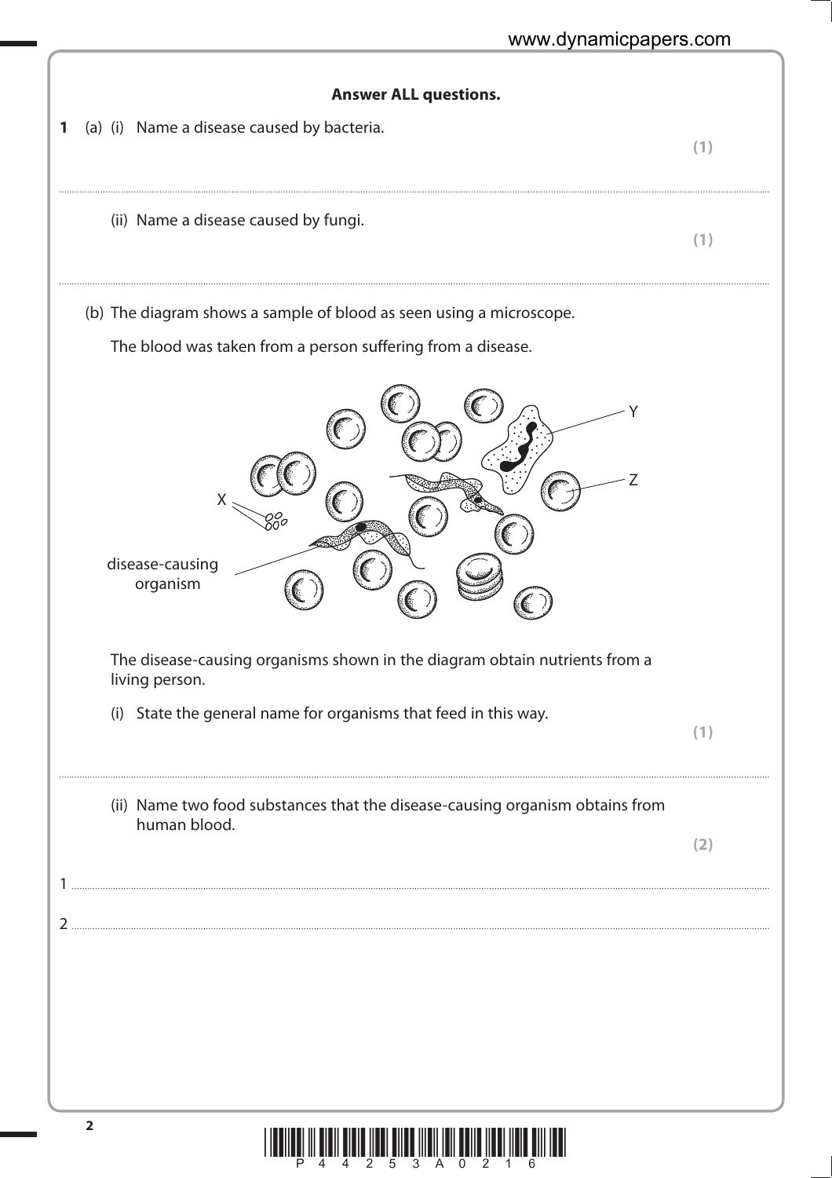**Answer ALL questions.**

**1** (a) (i) Name a disease caused by bacteria. **(1)**

..............................................................................................................................................

(ii) Name a disease caused by fungi. **(1)**

..............................................................................................................................................

(b) The diagram shows a sample of blood as seen using a microscope.

The blood was taken from a person suffering from a disease.

The disease-causing organisms shown in the diagram obtain nutrients from a living person.

(i) State the general name for organisms that feed in this way. **(1)**

..............................................................................................................................................

(ii) Name two food substances that the disease-causing organism obtains from human blood. **(2)**

1 ..............................................................................................................................................

2 ..............................................................................................................................................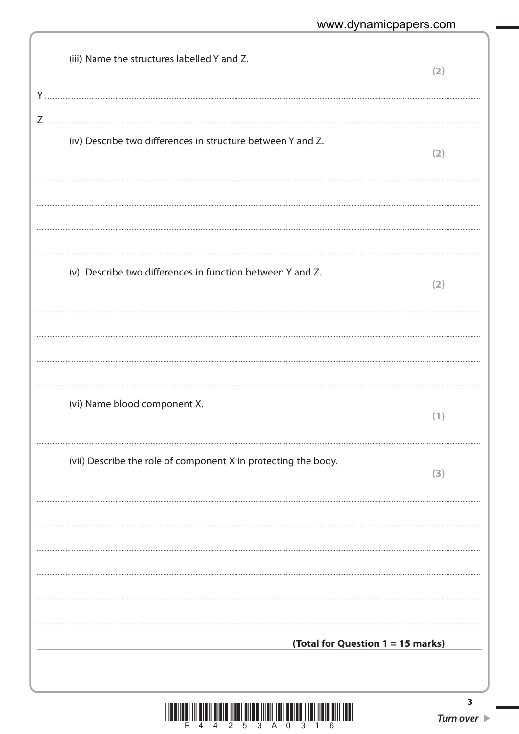(iii) Name the structures labelled Y and Z. **(2)**

Y ..............................................................................................................

Z ..............................................................................................................

(iv) Describe two differences in structure between Y and Z. **(2)**

..............................................................................................................

..............................................................................................................

..............................................................................................................

..............................................................................................................

(v) Describe two differences in function between Y and Z. **(2)**

..............................................................................................................

..............................................................................................................

..............................................................................................................

..............................................................................................................

(vi) Name blood component X. **(1)**

..............................................................................................................

(vii) Describe the role of component X in protecting the body. **(3)**

..............................................................................................................

..............................................................................................................

..............................................................................................................

..............................................................................................................

..............................................................................................................

..............................................................................................................

**(Total for Question 1 = 15 marks)**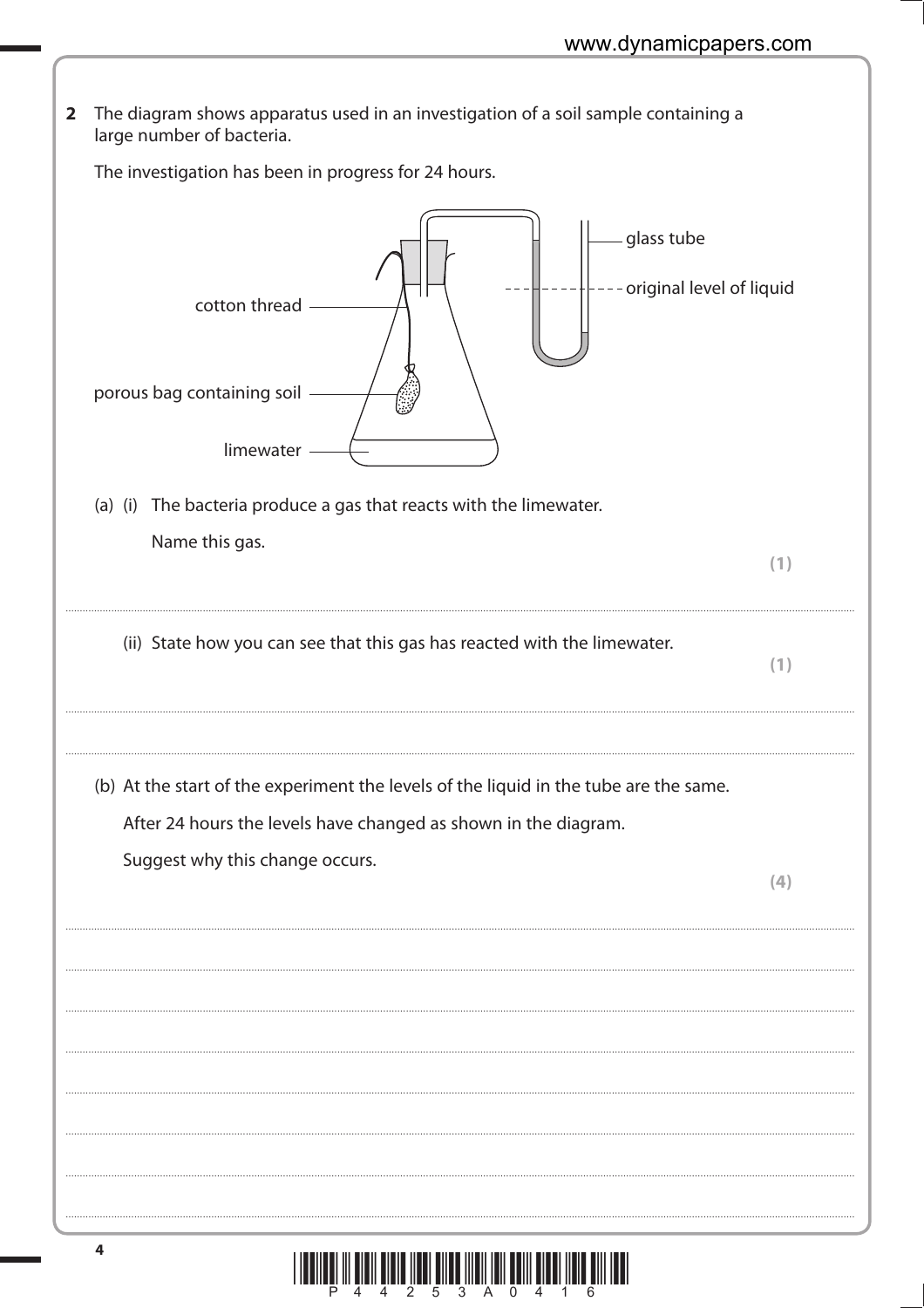**2** The diagram shows apparatus used in an investigation of a soil sample containing a large number of bacteria.

The investigation has been in progress for 24 hours.

glass tube

original level of liquid

cotton thread

porous bag containing soil

limewater

(a) (i) The bacteria produce a gas that reacts with the limewater.

Name this gas. **(1)**

....................................................................................................................................................

(ii) State how you can see that this gas has reacted with the limewater. **(1)**

....................................................................................................................................................

....................................................................................................................................................

(b) At the start of the experiment the levels of the liquid in the tube are the same.

After 24 hours the levels have changed as shown in the diagram.

Suggest why this change occurs. **(4)**

....................................................................................................................................................

....................................................................................................................................................

....................................................................................................................................................

....................................................................................................................................................

....................................................................................................................................................

....................................................................................................................................................

....................................................................................................................................................

....................................................................................................................................................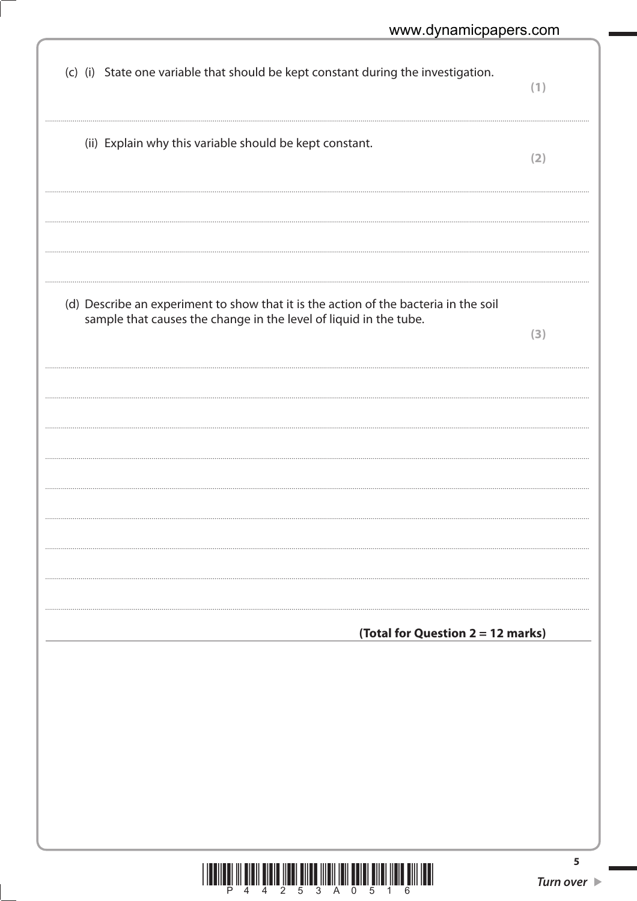(c) (i) State one variable that should be kept constant during the investigation. **(1)**

..............................................................................................................................................

(ii) Explain why this variable should be kept constant. **(2)**

..............................................................................................................................................

..............................................................................................................................................

..............................................................................................................................................

(d) Describe an experiment to show that it is the action of the bacteria in the soil sample that causes the change in the level of liquid in the tube. **(3)**

..............................................................................................................................................

..............................................................................................................................................

..............................................................................................................................................

..............................................................................................................................................

..............................................................................................................................................

..............................................................................................................................................

..............................................................................................................................................

..............................................................................................................................................

**(Total for Question 2 = 12 marks)**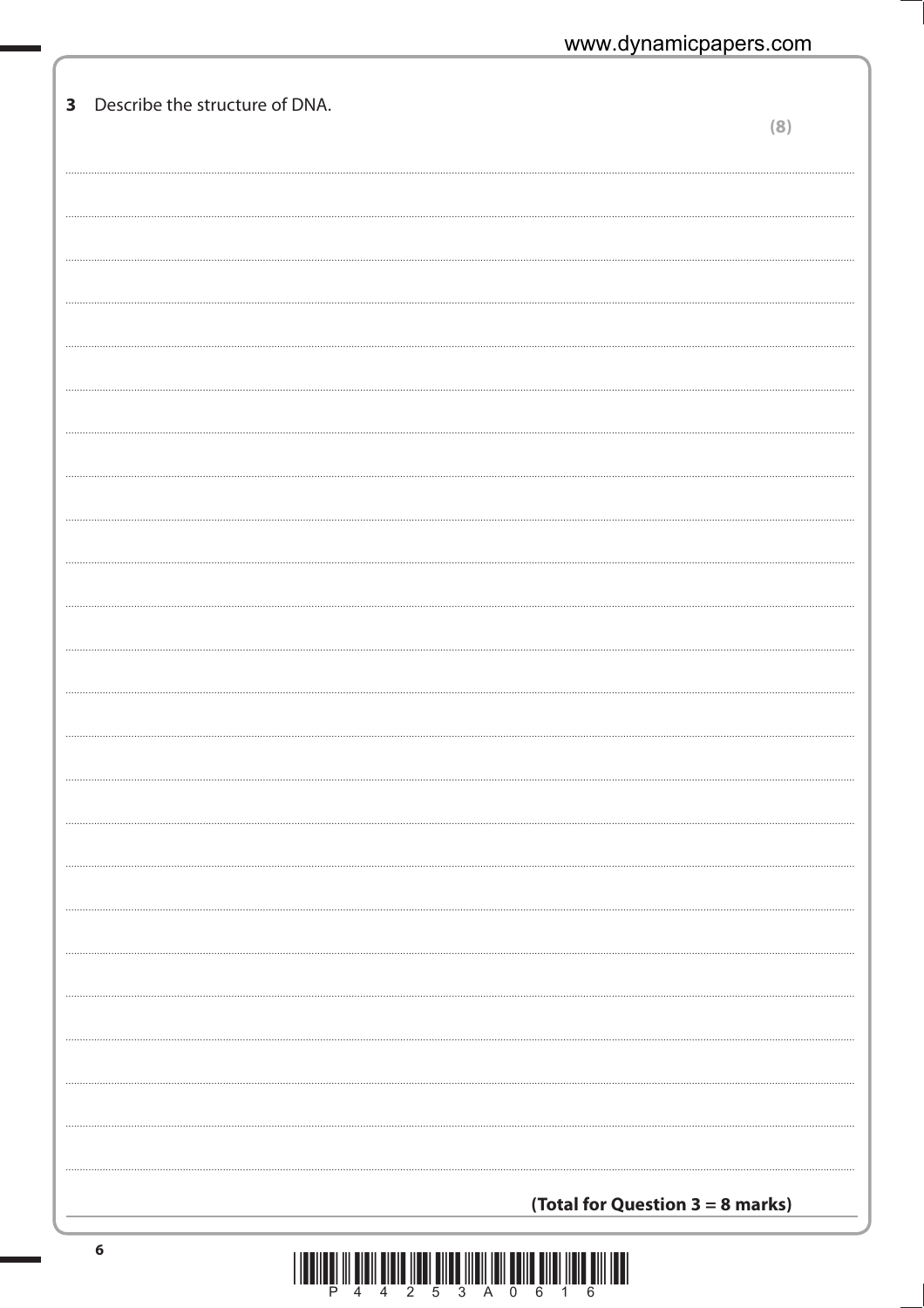**3** Describe the structure of DNA.

**(8)**

**(Total for Question 3 = 8 marks)**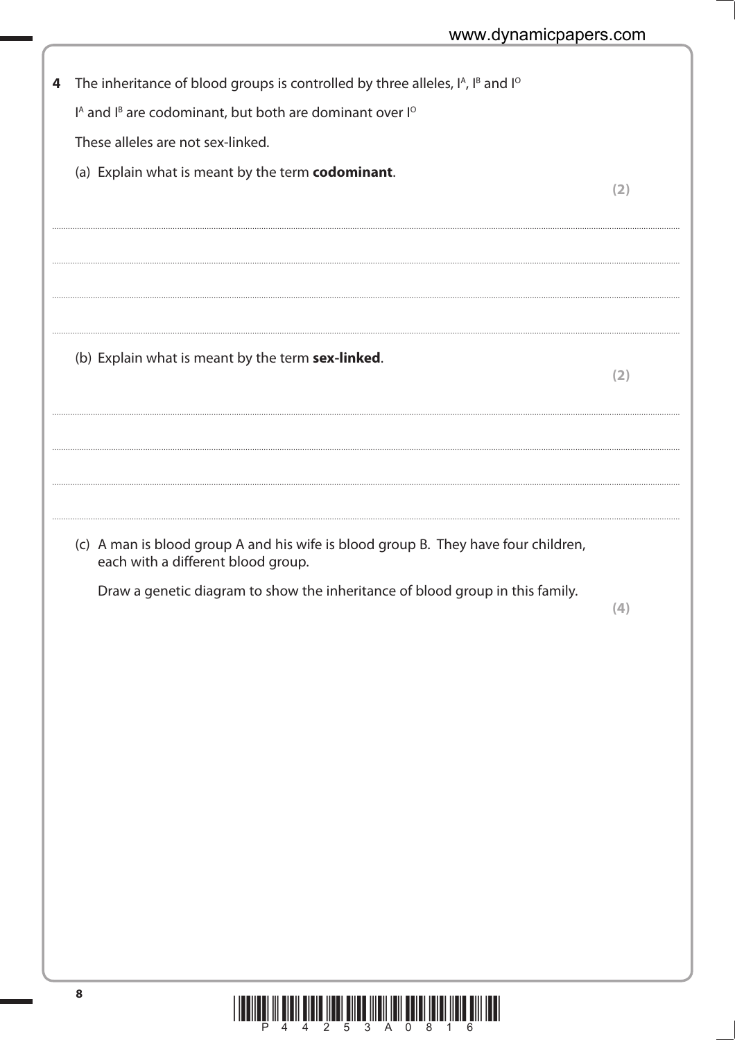**4** The inheritance of blood groups is controlled by three alleles, $I^A$, $I^B$ and $I^O$

$I^A$ and $I^B$ are codominant, but both are dominant over $I^O$

These alleles are not sex-linked.

(a) Explain what is meant by the term **codominant**.

**(2)**

..........................................................................................................................................................................

..........................................................................................................................................................................

..........................................................................................................................................................................

..........................................................................................................................................................................

(b) Explain what is meant by the term **sex-linked**.

**(2)**

..........................................................................................................................................................................

..........................................................................................................................................................................

..........................................................................................................................................................................

..........................................................................................................................................................................

(c) A man is blood group A and his wife is blood group B. They have four children, each with a different blood group.

Draw a genetic diagram to show the inheritance of blood group in this family.

**(4)**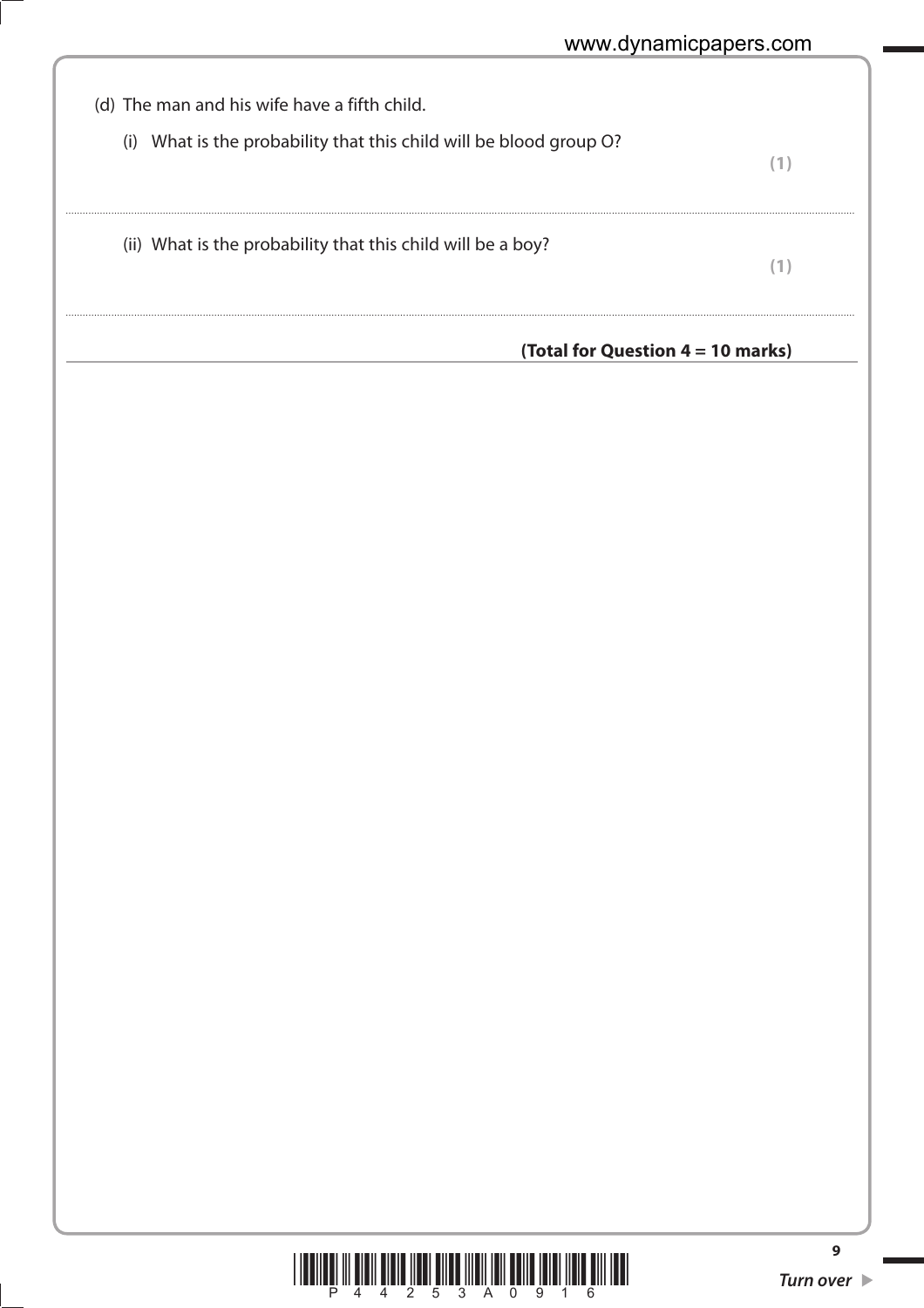(d) The man and his wife have a fifth child.

(i) What is the probability that this child will be blood group O?

**(1)**

..............................................................................................................................................

(ii) What is the probability that this child will be a boy?

**(1)**

..............................................................................................................................................

**(Total for Question 4 = 10 marks)**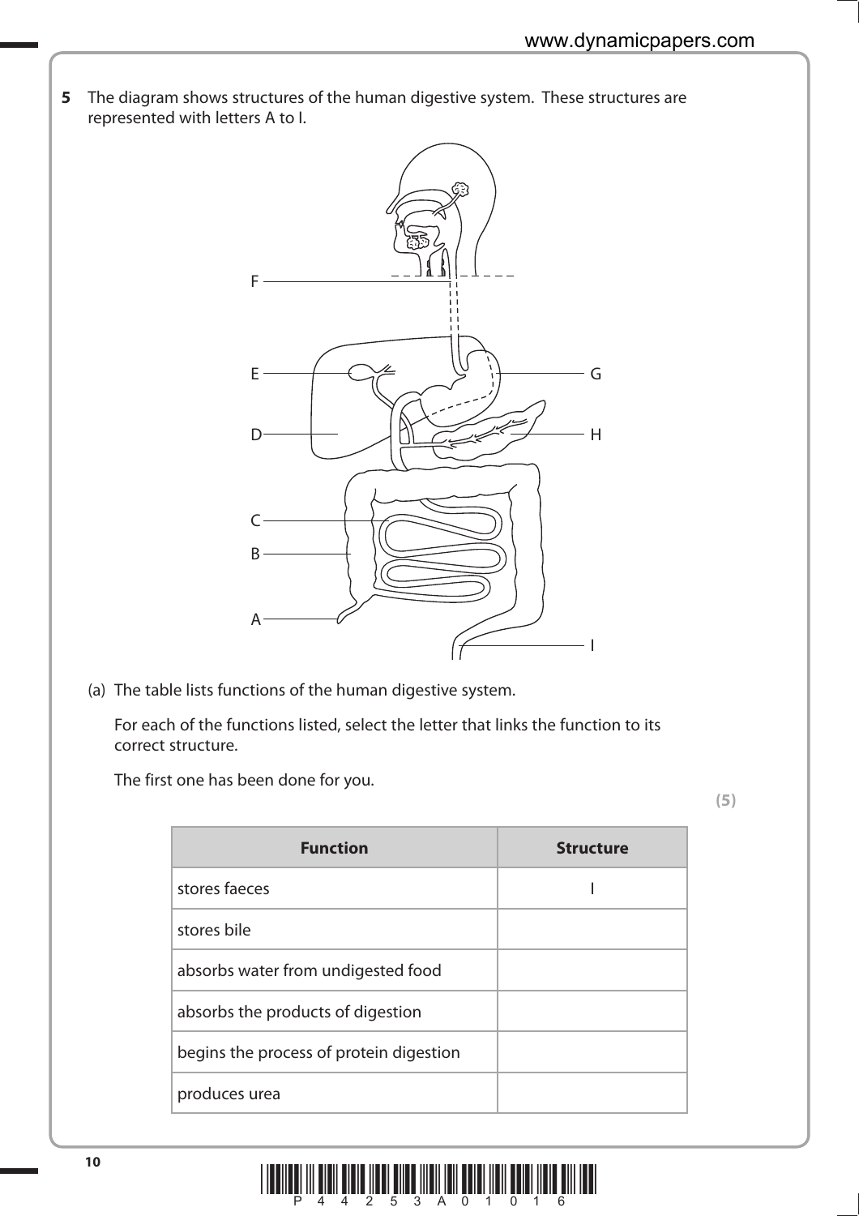**5** The diagram shows structures of the human digestive system. These structures are represented with letters A to I.

(a) The table lists functions of the human digestive system.

For each of the functions listed, select the letter that links the function to its correct structure.

The first one has been done for you.

**(5)**

| Function | Structure |
|---|---|
| stores faeces | I |
| stores bile | |
| absorbs water from undigested food | |
| absorbs the products of digestion | |
| begins the process of protein digestion | |
| produces urea | |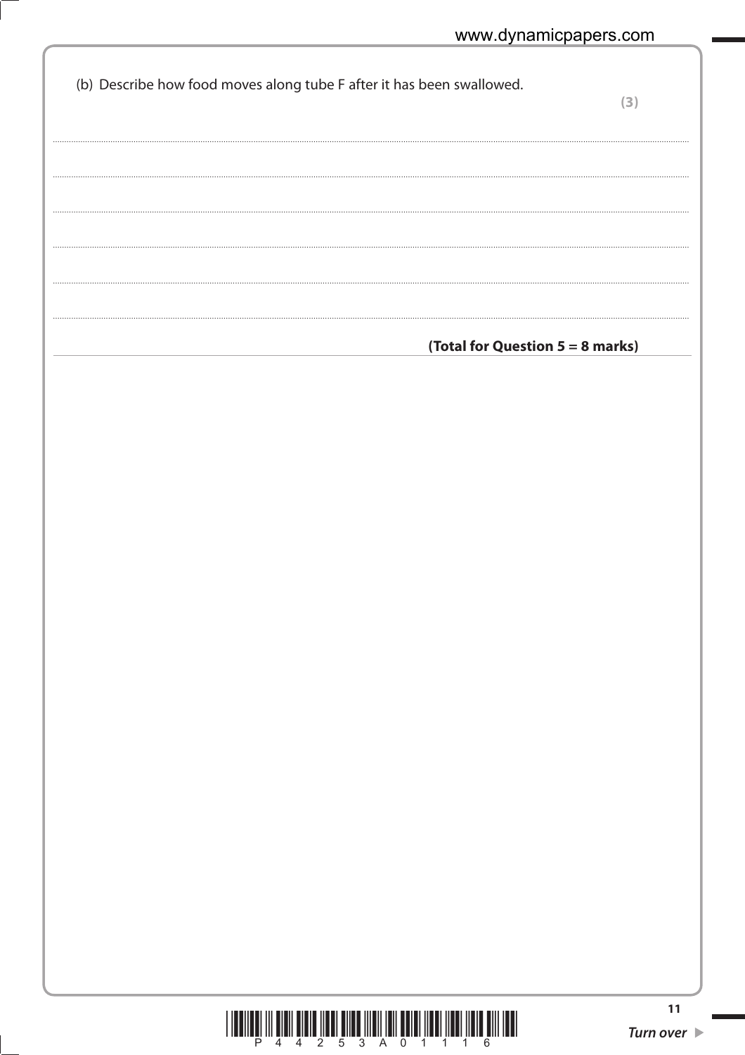(b) Describe how food moves along tube F after it has been swallowed.

**(3)**

..............................................................................................................................................

..............................................................................................................................................

..............................................................................................................................................

..............................................................................................................................................

..............................................................................................................................................

..............................................................................................................................................

**(Total for Question 5 = 8 marks)**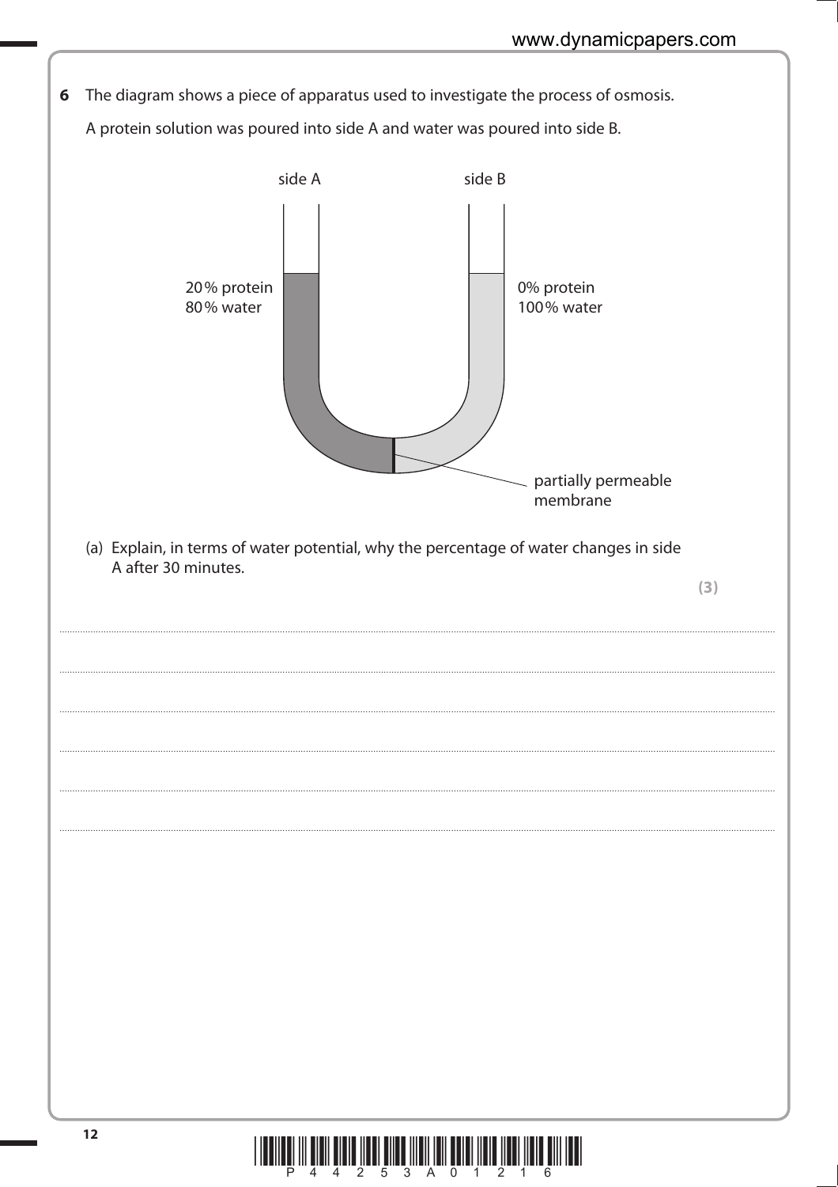**6** The diagram shows a piece of apparatus used to investigate the process of osmosis.

A protein solution was poured into side A and water was poured into side B.

side A — 20% protein, 80% water

side B — 0% protein, 100% water

partially permeable membrane

(a) Explain, in terms of water potential, why the percentage of water changes in side A after 30 minutes.

**(3)**

..............................................................................................................................................

..............................................................................................................................................

..............................................................................................................................................

..............................................................................................................................................

..............................................................................................................................................

..............................................................................................................................................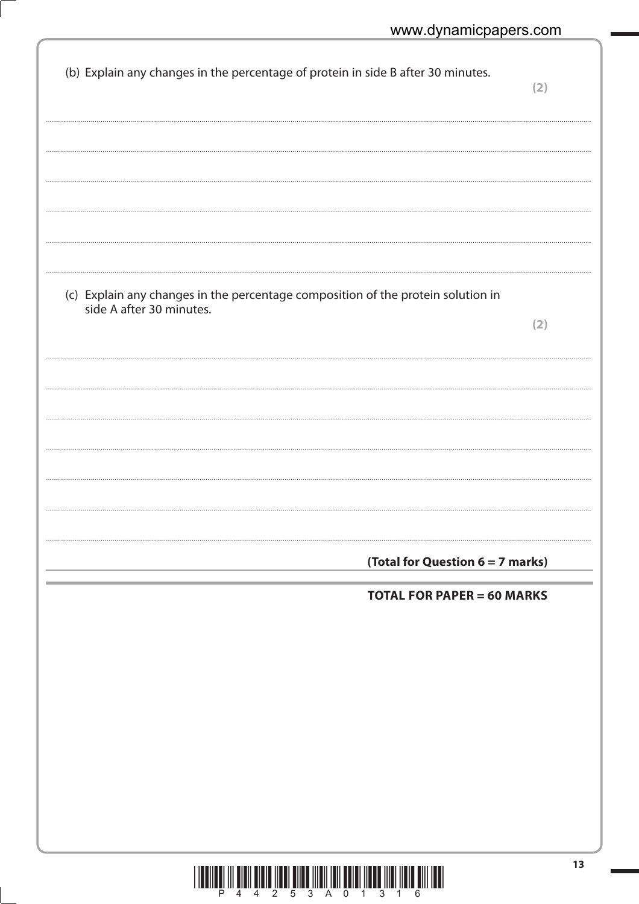(b) Explain any changes in the percentage of protein in side B after 30 minutes. **(2)**

....................................................................................................................................................................................

....................................................................................................................................................................................

....................................................................................................................................................................................

....................................................................................................................................................................................

....................................................................................................................................................................................

(c) Explain any changes in the percentage composition of the protein solution in side A after 30 minutes. **(2)**

....................................................................................................................................................................................

....................................................................................................................................................................................

....................................................................................................................................................................................

....................................................................................................................................................................................

....................................................................................................................................................................................

....................................................................................................................................................................................

**(Total for Question 6 = 7 marks)**

**TOTAL FOR PAPER = 60 MARKS**